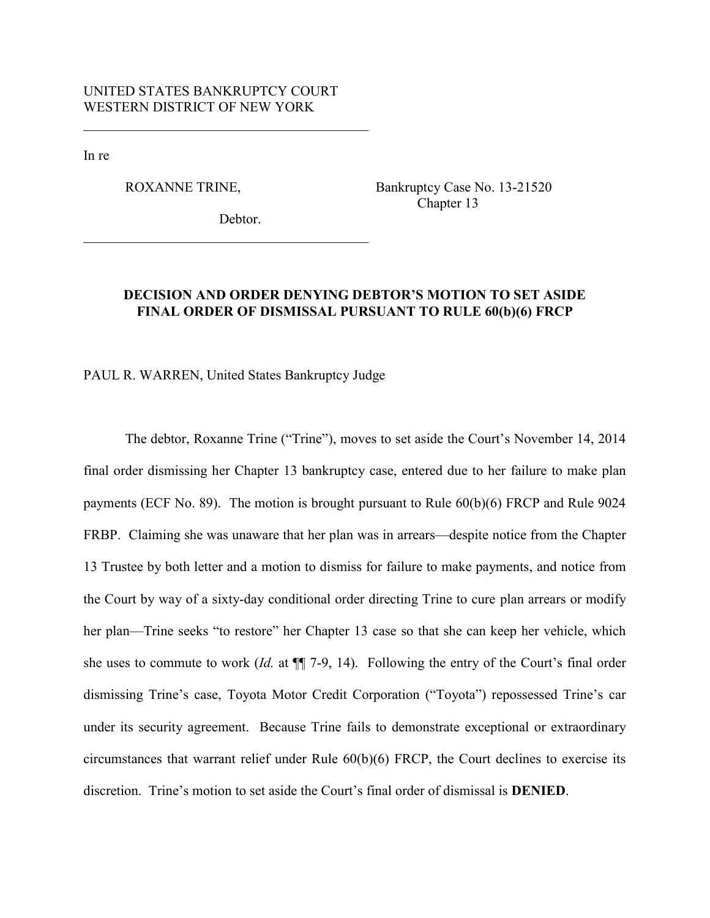UNITED STATES BANKRUPTCY COURT
WESTERN DISTRICT OF NEW YORK

---

In re

ROXANNE TRINE, Bankruptcy Case No. 13-21520
Chapter 13

Debtor.

---

**DECISION AND ORDER DENYING DEBTOR'S MOTION TO SET ASIDE FINAL ORDER OF DISMISSAL PURSUANT TO RULE 60(b)(6) FRCP**

PAUL R. WARREN, United States Bankruptcy Judge

The debtor, Roxanne Trine ("Trine"), moves to set aside the Court's November 14, 2014 final order dismissing her Chapter 13 bankruptcy case, entered due to her failure to make plan payments (ECF No. 89). The motion is brought pursuant to Rule 60(b)(6) FRCP and Rule 9024 FRBP. Claiming she was unaware that her plan was in arrears—despite notice from the Chapter 13 Trustee by both letter and a motion to dismiss for failure to make payments, and notice from the Court by way of a sixty-day conditional order directing Trine to cure plan arrears or modify her plan—Trine seeks "to restore" her Chapter 13 case so that she can keep her vehicle, which she uses to commute to work (*Id.* at ¶¶ 7-9, 14). Following the entry of the Court's final order dismissing Trine's case, Toyota Motor Credit Corporation ("Toyota") repossessed Trine's car under its security agreement. Because Trine fails to demonstrate exceptional or extraordinary circumstances that warrant relief under Rule 60(b)(6) FRCP, the Court declines to exercise its discretion. Trine's motion to set aside the Court's final order of dismissal is **DENIED**.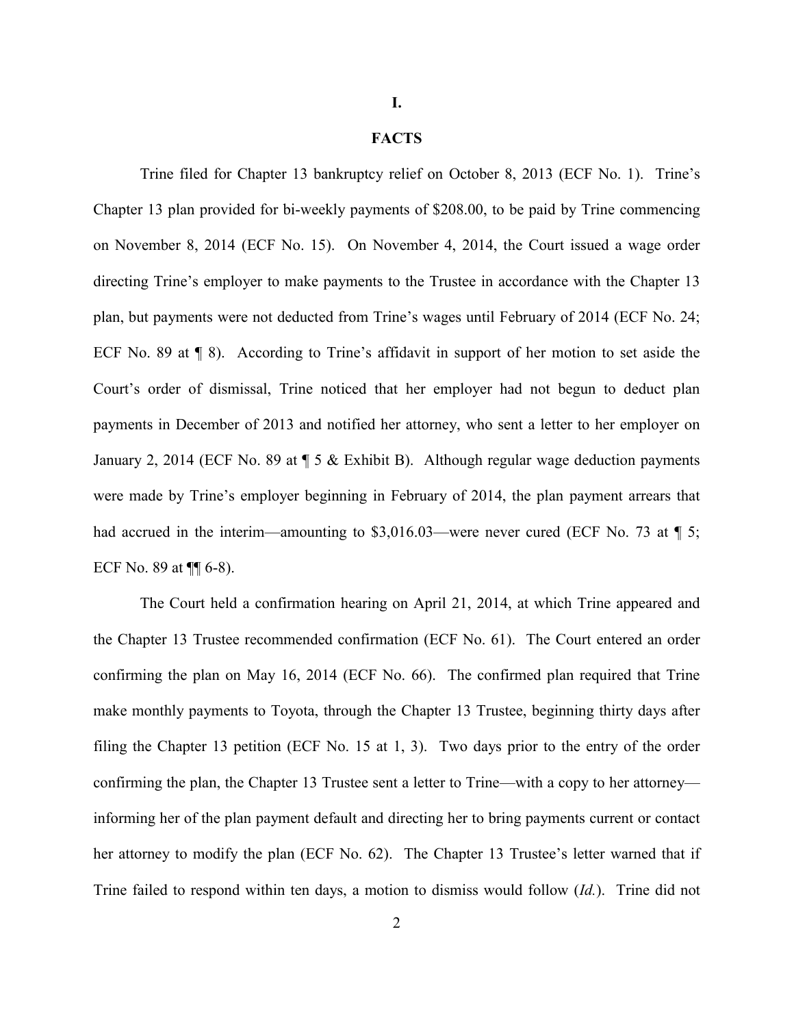# I.

# FACTS

Trine filed for Chapter 13 bankruptcy relief on October 8, 2013 (ECF No. 1). Trine's Chapter 13 plan provided for bi-weekly payments of $208.00, to be paid by Trine commencing on November 8, 2014 (ECF No. 15). On November 4, 2014, the Court issued a wage order directing Trine's employer to make payments to the Trustee in accordance with the Chapter 13 plan, but payments were not deducted from Trine's wages until February of 2014 (ECF No. 24; ECF No. 89 at ¶ 8). According to Trine's affidavit in support of her motion to set aside the Court's order of dismissal, Trine noticed that her employer had not begun to deduct plan payments in December of 2013 and notified her attorney, who sent a letter to her employer on January 2, 2014 (ECF No. 89 at ¶ 5 & Exhibit B). Although regular wage deduction payments were made by Trine's employer beginning in February of 2014, the plan payment arrears that had accrued in the interim—amounting to $3,016.03—were never cured (ECF No. 73 at ¶ 5; ECF No. 89 at ¶¶ 6-8).

The Court held a confirmation hearing on April 21, 2014, at which Trine appeared and the Chapter 13 Trustee recommended confirmation (ECF No. 61). The Court entered an order confirming the plan on May 16, 2014 (ECF No. 66). The confirmed plan required that Trine make monthly payments to Toyota, through the Chapter 13 Trustee, beginning thirty days after filing the Chapter 13 petition (ECF No. 15 at 1, 3). Two days prior to the entry of the order confirming the plan, the Chapter 13 Trustee sent a letter to Trine—with a copy to her attorney—informing her of the plan payment default and directing her to bring payments current or contact her attorney to modify the plan (ECF No. 62). The Chapter 13 Trustee's letter warned that if Trine failed to respond within ten days, a motion to dismiss would follow (*Id.*). Trine did not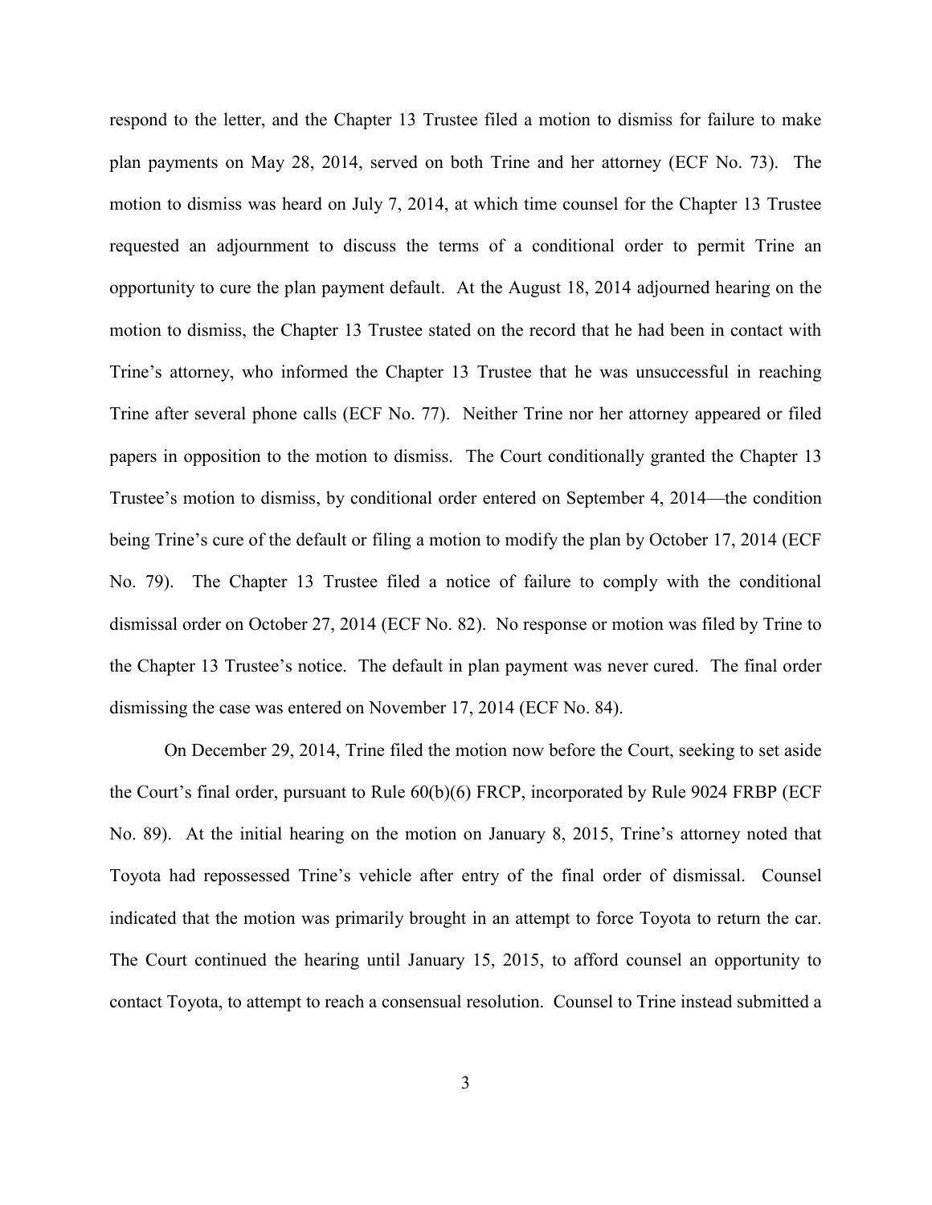respond to the letter, and the Chapter 13 Trustee filed a motion to dismiss for failure to make plan payments on May 28, 2014, served on both Trine and her attorney (ECF No. 73). The motion to dismiss was heard on July 7, 2014, at which time counsel for the Chapter 13 Trustee requested an adjournment to discuss the terms of a conditional order to permit Trine an opportunity to cure the plan payment default. At the August 18, 2014 adjourned hearing on the motion to dismiss, the Chapter 13 Trustee stated on the record that he had been in contact with Trine's attorney, who informed the Chapter 13 Trustee that he was unsuccessful in reaching Trine after several phone calls (ECF No. 77). Neither Trine nor her attorney appeared or filed papers in opposition to the motion to dismiss. The Court conditionally granted the Chapter 13 Trustee's motion to dismiss, by conditional order entered on September 4, 2014—the condition being Trine's cure of the default or filing a motion to modify the plan by October 17, 2014 (ECF No. 79). The Chapter 13 Trustee filed a notice of failure to comply with the conditional dismissal order on October 27, 2014 (ECF No. 82). No response or motion was filed by Trine to the Chapter 13 Trustee's notice. The default in plan payment was never cured. The final order dismissing the case was entered on November 17, 2014 (ECF No. 84).

On December 29, 2014, Trine filed the motion now before the Court, seeking to set aside the Court's final order, pursuant to Rule 60(b)(6) FRCP, incorporated by Rule 9024 FRBP (ECF No. 89). At the initial hearing on the motion on January 8, 2015, Trine's attorney noted that Toyota had repossessed Trine's vehicle after entry of the final order of dismissal. Counsel indicated that the motion was primarily brought in an attempt to force Toyota to return the car. The Court continued the hearing until January 15, 2015, to afford counsel an opportunity to contact Toyota, to attempt to reach a consensual resolution. Counsel to Trine instead submitted a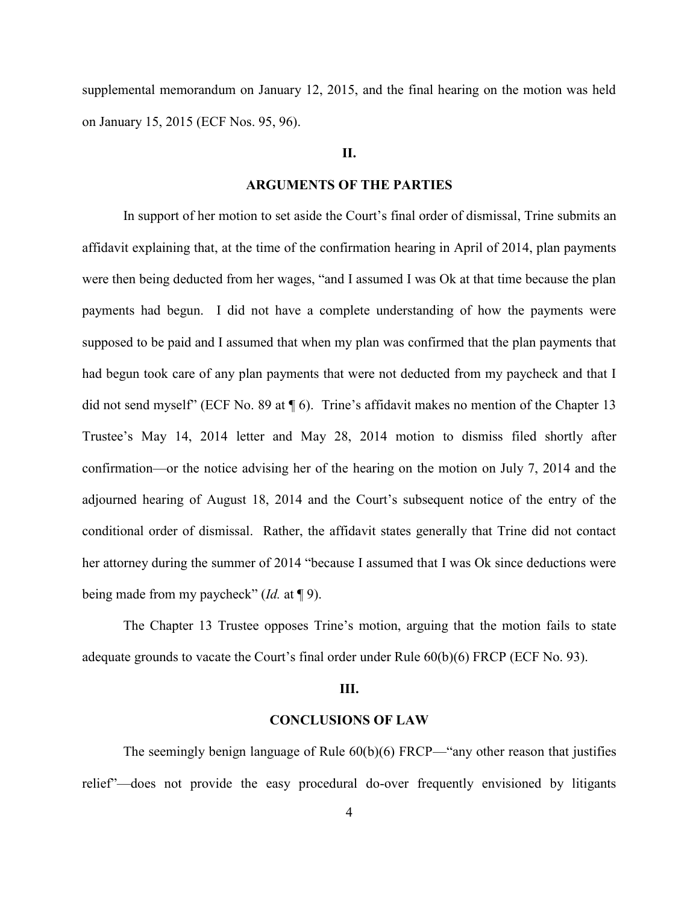supplemental memorandum on January 12, 2015, and the final hearing on the motion was held on January 15, 2015 (ECF Nos. 95, 96).

## II.

## ARGUMENTS OF THE PARTIES

In support of her motion to set aside the Court's final order of dismissal, Trine submits an affidavit explaining that, at the time of the confirmation hearing in April of 2014, plan payments were then being deducted from her wages, "and I assumed I was Ok at that time because the plan payments had begun. I did not have a complete understanding of how the payments were supposed to be paid and I assumed that when my plan was confirmed that the plan payments that had begun took care of any plan payments that were not deducted from my paycheck and that I did not send myself" (ECF No. 89 at ¶ 6). Trine's affidavit makes no mention of the Chapter 13 Trustee's May 14, 2014 letter and May 28, 2014 motion to dismiss filed shortly after confirmation—or the notice advising her of the hearing on the motion on July 7, 2014 and the adjourned hearing of August 18, 2014 and the Court's subsequent notice of the entry of the conditional order of dismissal. Rather, the affidavit states generally that Trine did not contact her attorney during the summer of 2014 "because I assumed that I was Ok since deductions were being made from my paycheck" (*Id.* at ¶ 9).

The Chapter 13 Trustee opposes Trine's motion, arguing that the motion fails to state adequate grounds to vacate the Court's final order under Rule 60(b)(6) FRCP (ECF No. 93).

## III.

## CONCLUSIONS OF LAW

The seemingly benign language of Rule 60(b)(6) FRCP—"any other reason that justifies relief"—does not provide the easy procedural do-over frequently envisioned by litigants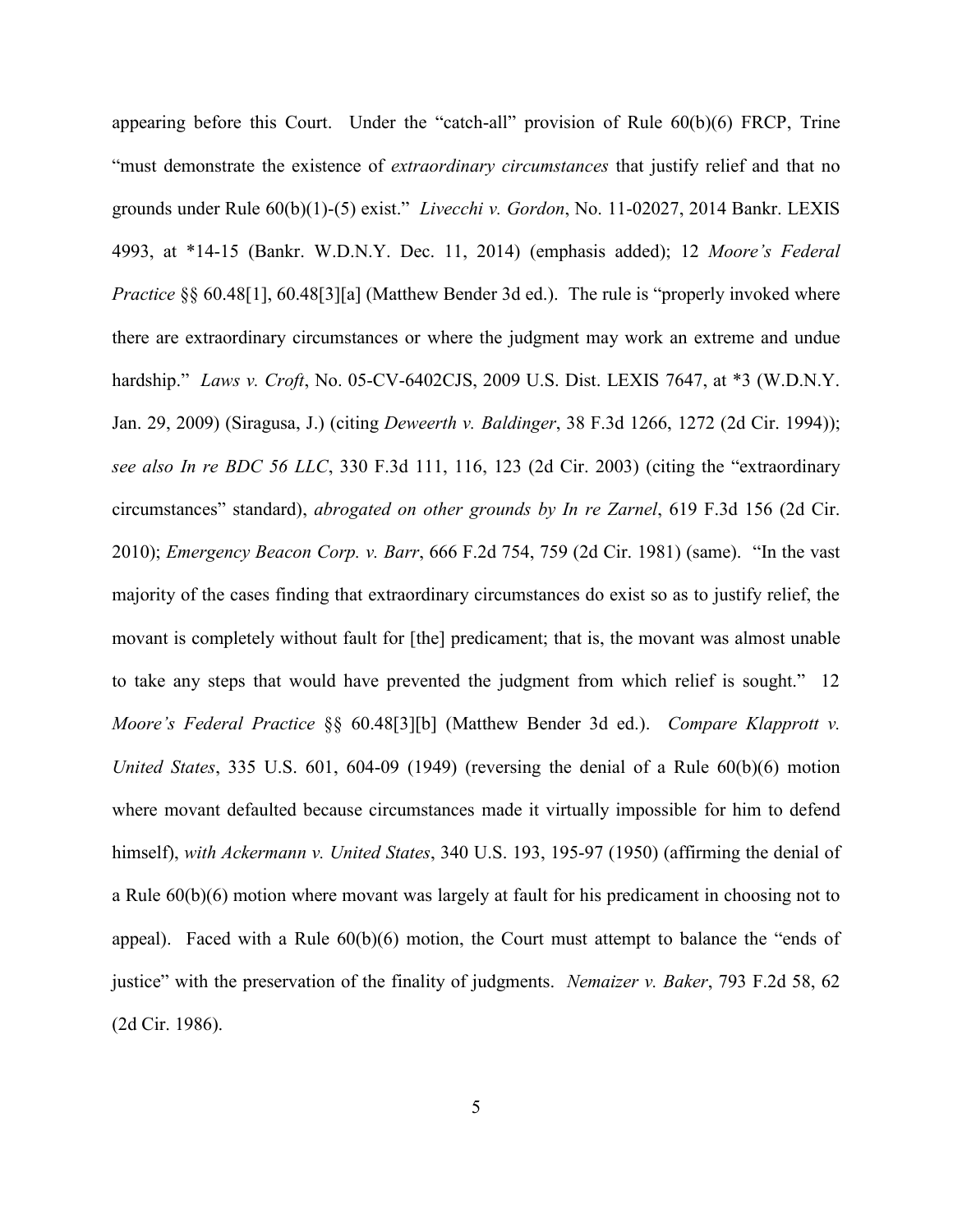appearing before this Court. Under the "catch-all" provision of Rule 60(b)(6) FRCP, Trine "must demonstrate the existence of *extraordinary circumstances* that justify relief and that no grounds under Rule 60(b)(1)-(5) exist." *Livecchi v. Gordon*, No. 11-02027, 2014 Bankr. LEXIS 4993, at *14-15 (Bankr. W.D.N.Y. Dec. 11, 2014) (emphasis added); 12 *Moore's Federal Practice* §§ 60.48[1], 60.48[3][a] (Matthew Bender 3d ed.). The rule is "properly invoked where there are extraordinary circumstances or where the judgment may work an extreme and undue hardship." *Laws v. Croft*, No. 05-CV-6402CJS, 2009 U.S. Dist. LEXIS 7647, at *3 (W.D.N.Y. Jan. 29, 2009) (Siragusa, J.) (citing *Deweerth v. Baldinger*, 38 F.3d 1266, 1272 (2d Cir. 1994)); *see also In re BDC 56 LLC*, 330 F.3d 111, 116, 123 (2d Cir. 2003) (citing the "extraordinary circumstances" standard), *abrogated on other grounds by In re Zarnel*, 619 F.3d 156 (2d Cir. 2010); *Emergency Beacon Corp. v. Barr*, 666 F.2d 754, 759 (2d Cir. 1981) (same). "In the vast majority of the cases finding that extraordinary circumstances do exist so as to justify relief, the movant is completely without fault for [the] predicament; that is, the movant was almost unable to take any steps that would have prevented the judgment from which relief is sought." 12 *Moore's Federal Practice* §§ 60.48[3][b] (Matthew Bender 3d ed.). *Compare Klapprott v. United States*, 335 U.S. 601, 604-09 (1949) (reversing the denial of a Rule 60(b)(6) motion where movant defaulted because circumstances made it virtually impossible for him to defend himself), *with Ackermann v. United States*, 340 U.S. 193, 195-97 (1950) (affirming the denial of a Rule 60(b)(6) motion where movant was largely at fault for his predicament in choosing not to appeal). Faced with a Rule 60(b)(6) motion, the Court must attempt to balance the "ends of justice" with the preservation of the finality of judgments. *Nemaizer v. Baker*, 793 F.2d 58, 62 (2d Cir. 1986).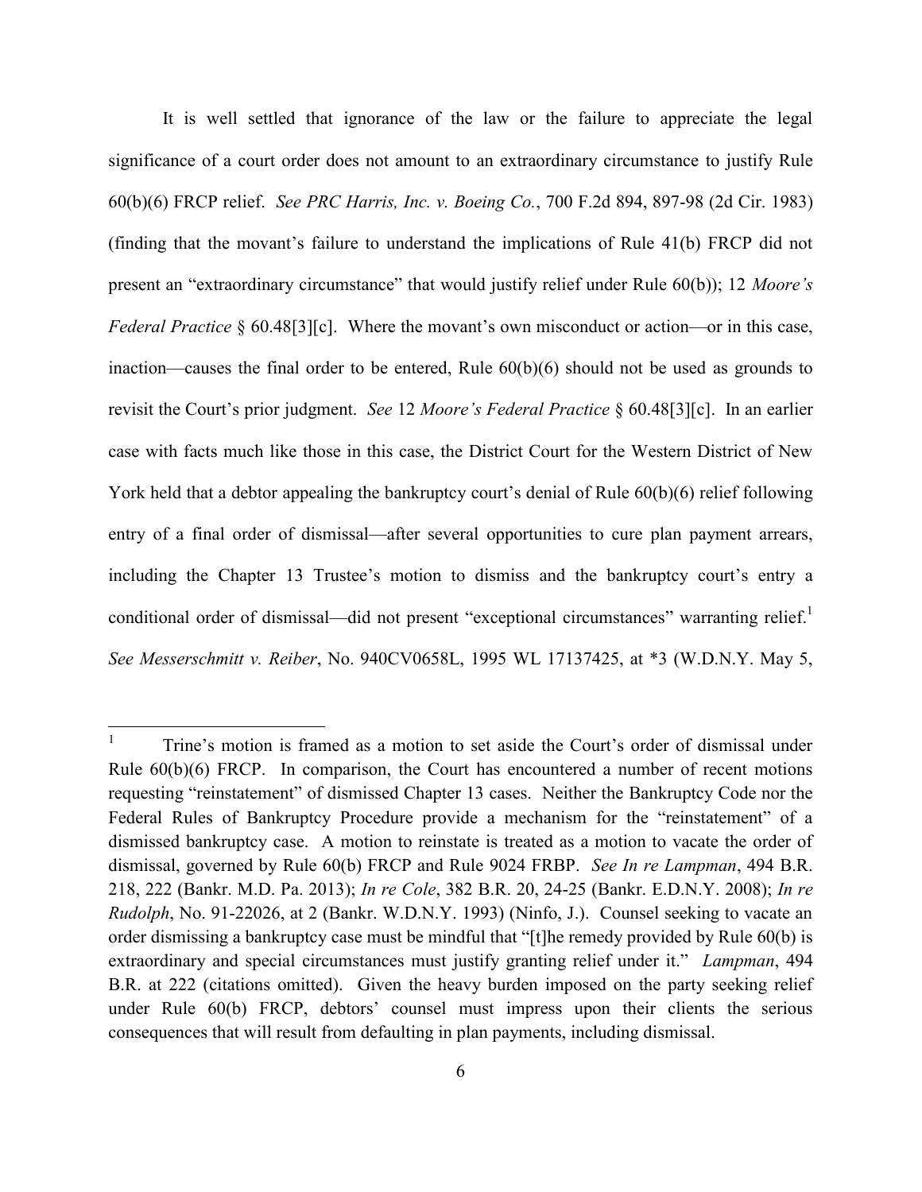It is well settled that ignorance of the law or the failure to appreciate the legal significance of a court order does not amount to an extraordinary circumstance to justify Rule 60(b)(6) FRCP relief. *See PRC Harris, Inc. v. Boeing Co.*, 700 F.2d 894, 897-98 (2d Cir. 1983) (finding that the movant's failure to understand the implications of Rule 41(b) FRCP did not present an "extraordinary circumstance" that would justify relief under Rule 60(b)); 12 *Moore's Federal Practice* § 60.48[3][c]. Where the movant's own misconduct or action—or in this case, inaction—causes the final order to be entered, Rule 60(b)(6) should not be used as grounds to revisit the Court's prior judgment. *See* 12 *Moore's Federal Practice* § 60.48[3][c]. In an earlier case with facts much like those in this case, the District Court for the Western District of New York held that a debtor appealing the bankruptcy court's denial of Rule 60(b)(6) relief following entry of a final order of dismissal—after several opportunities to cure plan payment arrears, including the Chapter 13 Trustee's motion to dismiss and the bankruptcy court's entry a conditional order of dismissal—did not present "exceptional circumstances" warranting relief.[1] *See Messerschmitt v. Reiber*, No. 940CV0658L, 1995 WL 17137425, at *3 (W.D.N.Y. May 5,

---

[1] Trine's motion is framed as a motion to set aside the Court's order of dismissal under Rule 60(b)(6) FRCP. In comparison, the Court has encountered a number of recent motions requesting "reinstatement" of dismissed Chapter 13 cases. Neither the Bankruptcy Code nor the Federal Rules of Bankruptcy Procedure provide a mechanism for the "reinstatement" of a dismissed bankruptcy case. A motion to reinstate is treated as a motion to vacate the order of dismissal, governed by Rule 60(b) FRCP and Rule 9024 FRBP. *See In re Lampman*, 494 B.R. 218, 222 (Bankr. M.D. Pa. 2013); *In re Cole*, 382 B.R. 20, 24-25 (Bankr. E.D.N.Y. 2008); *In re Rudolph*, No. 91-22026, at 2 (Bankr. W.D.N.Y. 1993) (Ninfo, J.). Counsel seeking to vacate an order dismissing a bankruptcy case must be mindful that "[t]he remedy provided by Rule 60(b) is extraordinary and special circumstances must justify granting relief under it." *Lampman*, 494 B.R. at 222 (citations omitted). Given the heavy burden imposed on the party seeking relief under Rule 60(b) FRCP, debtors' counsel must impress upon their clients the serious consequences that will result from defaulting in plan payments, including dismissal.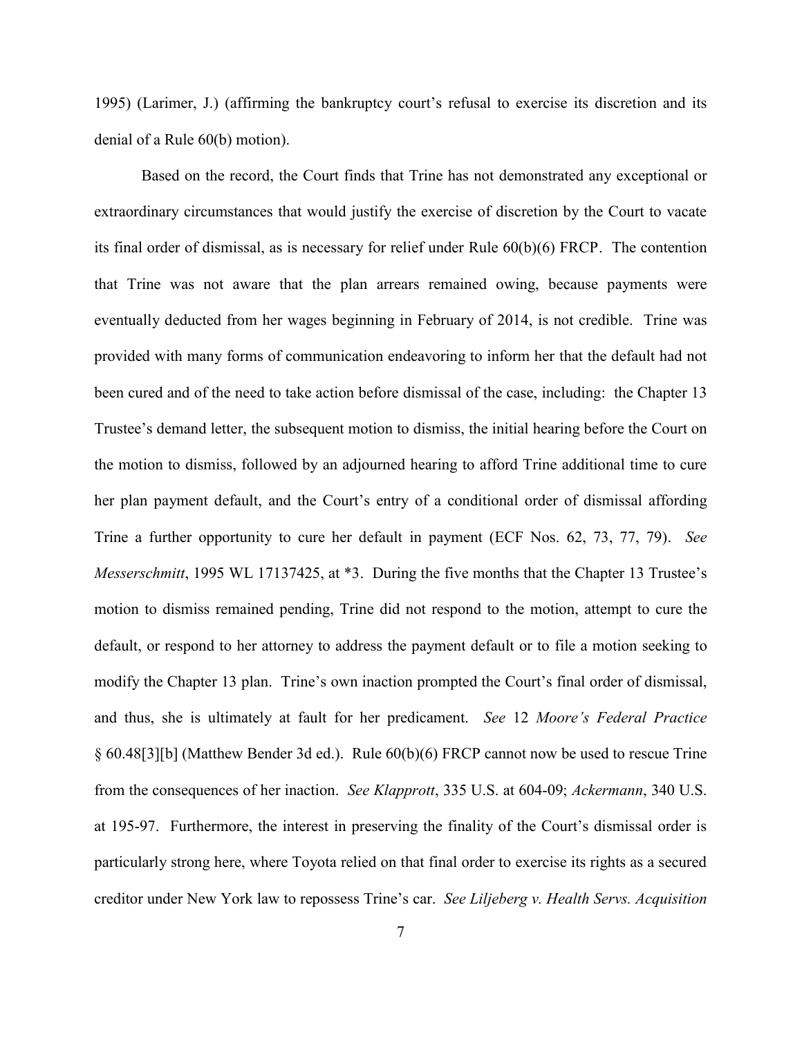1995) (Larimer, J.) (affirming the bankruptcy court's refusal to exercise its discretion and its denial of a Rule 60(b) motion).

Based on the record, the Court finds that Trine has not demonstrated any exceptional or extraordinary circumstances that would justify the exercise of discretion by the Court to vacate its final order of dismissal, as is necessary for relief under Rule 60(b)(6) FRCP. The contention that Trine was not aware that the plan arrears remained owing, because payments were eventually deducted from her wages beginning in February of 2014, is not credible. Trine was provided with many forms of communication endeavoring to inform her that the default had not been cured and of the need to take action before dismissal of the case, including: the Chapter 13 Trustee's demand letter, the subsequent motion to dismiss, the initial hearing before the Court on the motion to dismiss, followed by an adjourned hearing to afford Trine additional time to cure her plan payment default, and the Court's entry of a conditional order of dismissal affording Trine a further opportunity to cure her default in payment (ECF Nos. 62, 73, 77, 79). *See Messerschmitt*, 1995 WL 17137425, at *3. During the five months that the Chapter 13 Trustee's motion to dismiss remained pending, Trine did not respond to the motion, attempt to cure the default, or respond to her attorney to address the payment default or to file a motion seeking to modify the Chapter 13 plan. Trine's own inaction prompted the Court's final order of dismissal, and thus, she is ultimately at fault for her predicament. *See* 12 *Moore's Federal Practice* § 60.48[3][b] (Matthew Bender 3d ed.). Rule 60(b)(6) FRCP cannot now be used to rescue Trine from the consequences of her inaction. *See Klapprott*, 335 U.S. at 604-09; *Ackermann*, 340 U.S. at 195-97. Furthermore, the interest in preserving the finality of the Court's dismissal order is particularly strong here, where Toyota relied on that final order to exercise its rights as a secured creditor under New York law to repossess Trine's car. *See Liljeberg v. Health Servs. Acquisition*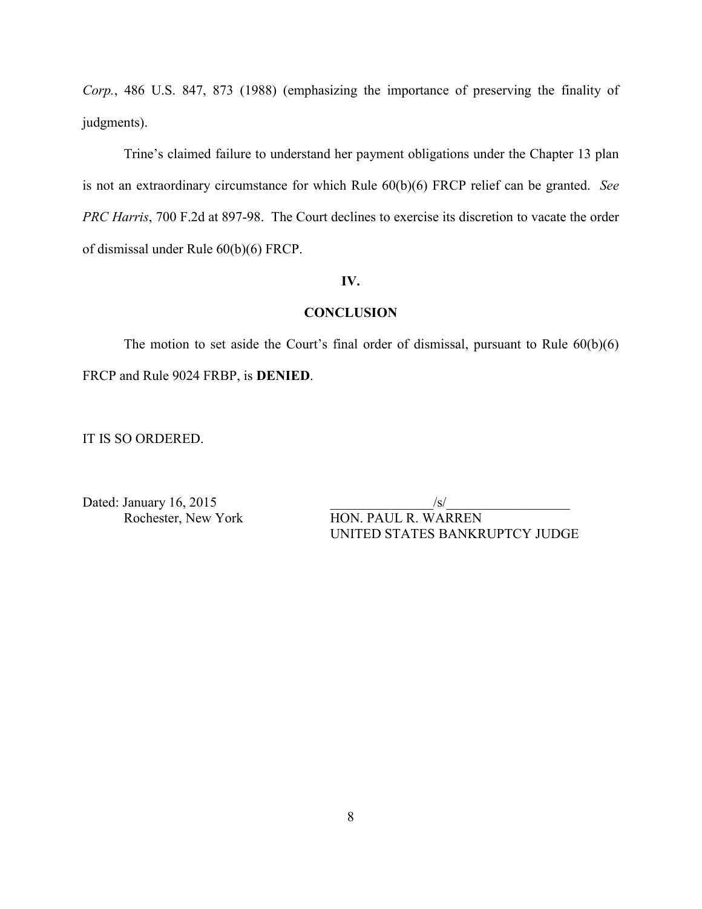*Corp.*, 486 U.S. 847, 873 (1988) (emphasizing the importance of preserving the finality of judgments).

Trine's claimed failure to understand her payment obligations under the Chapter 13 plan is not an extraordinary circumstance for which Rule 60(b)(6) FRCP relief can be granted. *See PRC Harris*, 700 F.2d at 897-98. The Court declines to exercise its discretion to vacate the order of dismissal under Rule 60(b)(6) FRCP.

## IV.

## CONCLUSION

The motion to set aside the Court's final order of dismissal, pursuant to Rule 60(b)(6) FRCP and Rule 9024 FRBP, is **DENIED**.

IT IS SO ORDERED.

Dated: January 16, 2015
Rochester, New York

/s/
HON. PAUL R. WARREN
UNITED STATES BANKRUPTCY JUDGE